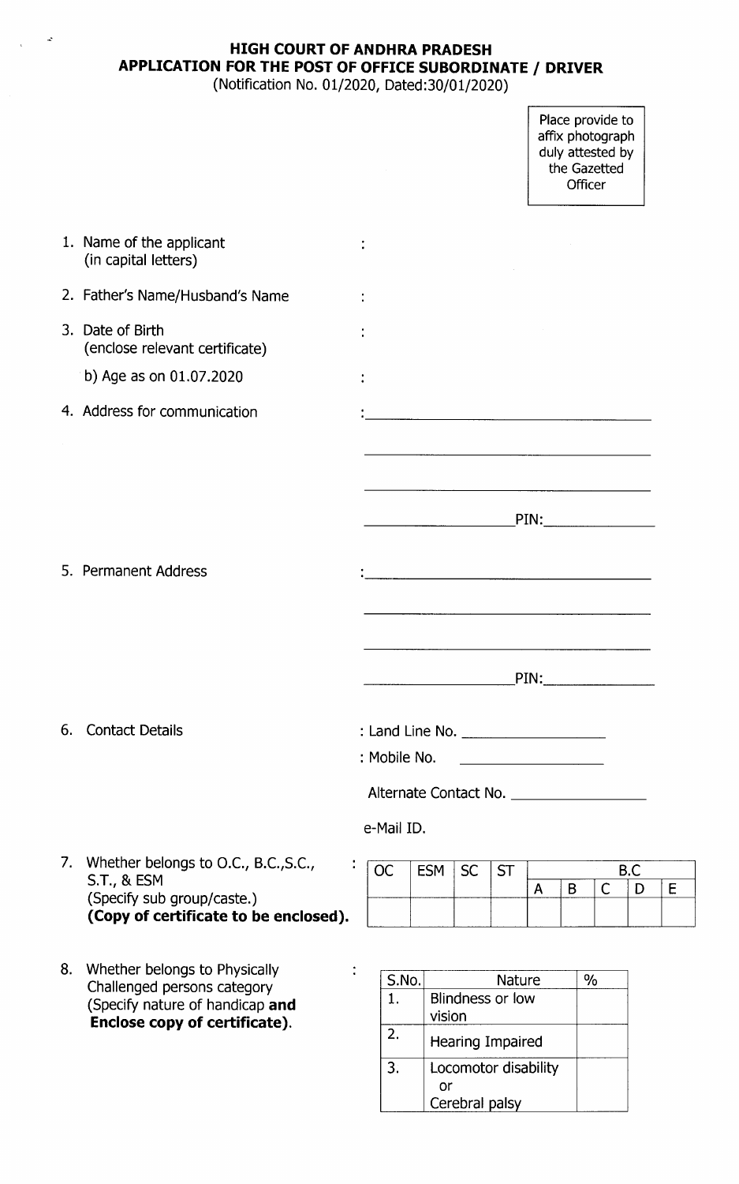**HIGH COURT OF ANDHRA PRADESH**
**APPLICATION FOR THE POST OF OFFICE SUBORDINATE / DRIVER**
(Notification No. 01/2020, Dated:30/01/2020)

Place provide to affix photograph duly attested by the Gazetted Officer

1. Name of the applicant (in capital letters) :
2. Father's Name/Husband's Name :
3. Date of Birth (enclose relevant certificate) :

   b) Age as on 01.07.2020 :

4. Address for communication : ______________________

   ______________________

   ______________________

   ____________ PIN: ________

5. Permanent Address : ______________________

   ______________________

   ______________________

   ____________ PIN: ________

6. Contact Details : Land Line No. ____________

   : Mobile No. ____________

   Alternate Contact No. ____________

   e-Mail ID.

7. Whether belongs to O.C., B.C.,S.C., S.T., & ESM (Specify sub group/caste.) **(Copy of certificate to be enclosed).** :

| OC | ESM | SC | ST | B.C | | | | |
|---|---|---|---|---|---|---|---|---|
| | | | | A | B | C | D | E |
| | | | | | | | | |

8. Whether belongs to Physically Challenged persons category (Specify nature of handicap **and Enclose copy of certificate).** :

| S.No. | Nature | % |
|---|---|---|
| 1. | Blindness or low vision | |
| 2. | Hearing Impaired | |
| 3. | Locomotor disability or Cerebral palsy | |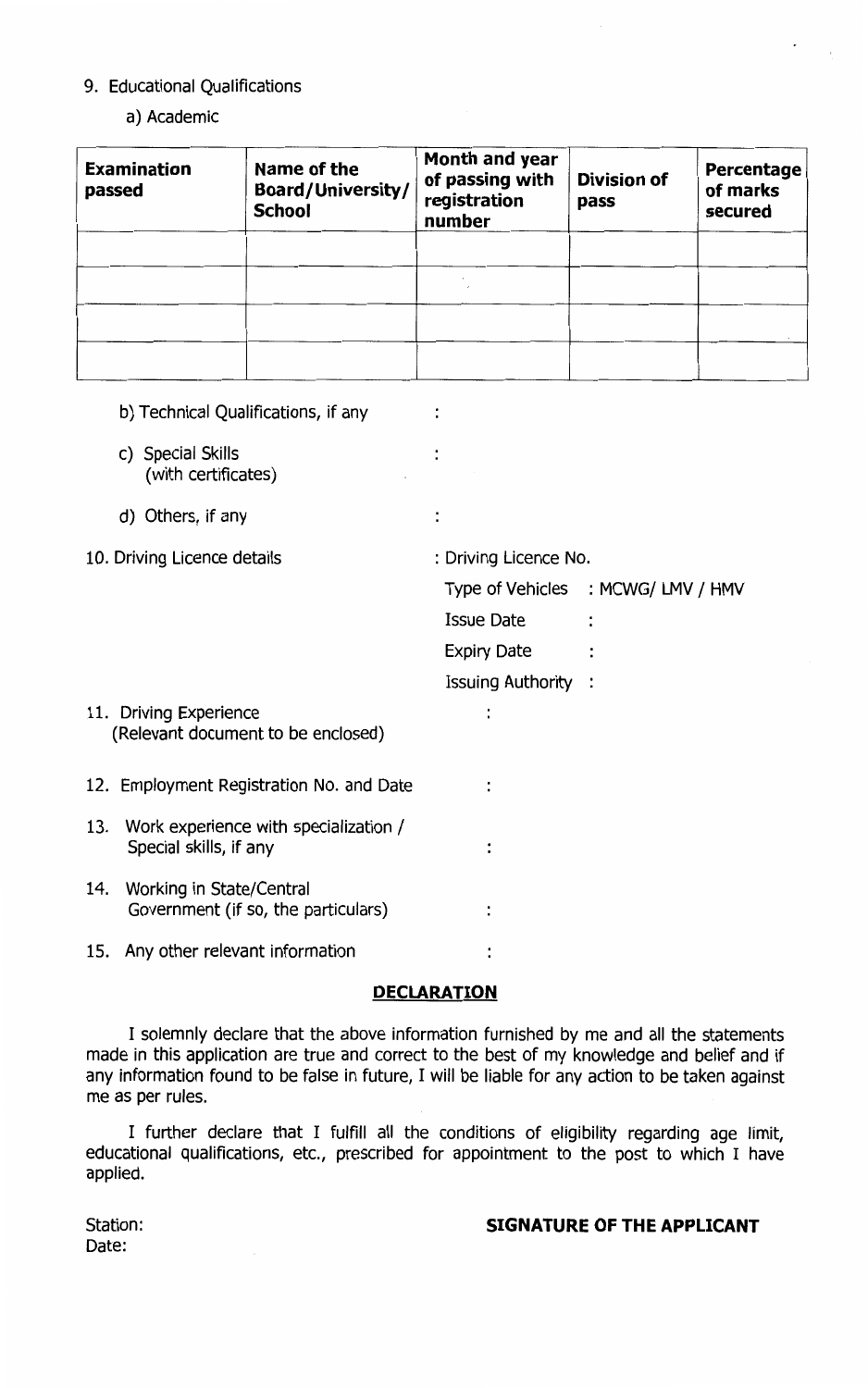9. Educational Qualifications

a) Academic

| Examination passed | Name of the Board/University/ School | Month and year of passing with registration number | Division of pass | Percentage of marks secured |
|---|---|---|---|---|
| | | | | |
| | | | | |
| | | | | |
| | | | | |

b) Technical Qualifications, if any :

c) Special Skills (with certificates) :

d) Others, if any :

10. Driving Licence details : Driving Licence No.

Type of Vehicles : MCWG/ LMV / HMV

Issue Date :

Expiry Date :

Issuing Authority :

11. Driving Experience (Relevant document to be enclosed) :

12. Employment Registration No. and Date :

13. Work experience with specialization / Special skills, if any :

14. Working in State/Central Government (if so, the particulars) :

15. Any other relevant information :

## DECLARATION

I solemnly declare that the above information furnished by me and all the statements made in this application are true and correct to the best of my knowledge and belief and if any information found to be false in future, I will be liable for any action to be taken against me as per rules.

I further declare that I fulfill all the conditions of eligibility regarding age limit, educational qualifications, etc., prescribed for appointment to the post to which I have applied.

Station:

Date:

**SIGNATURE OF THE APPLICANT**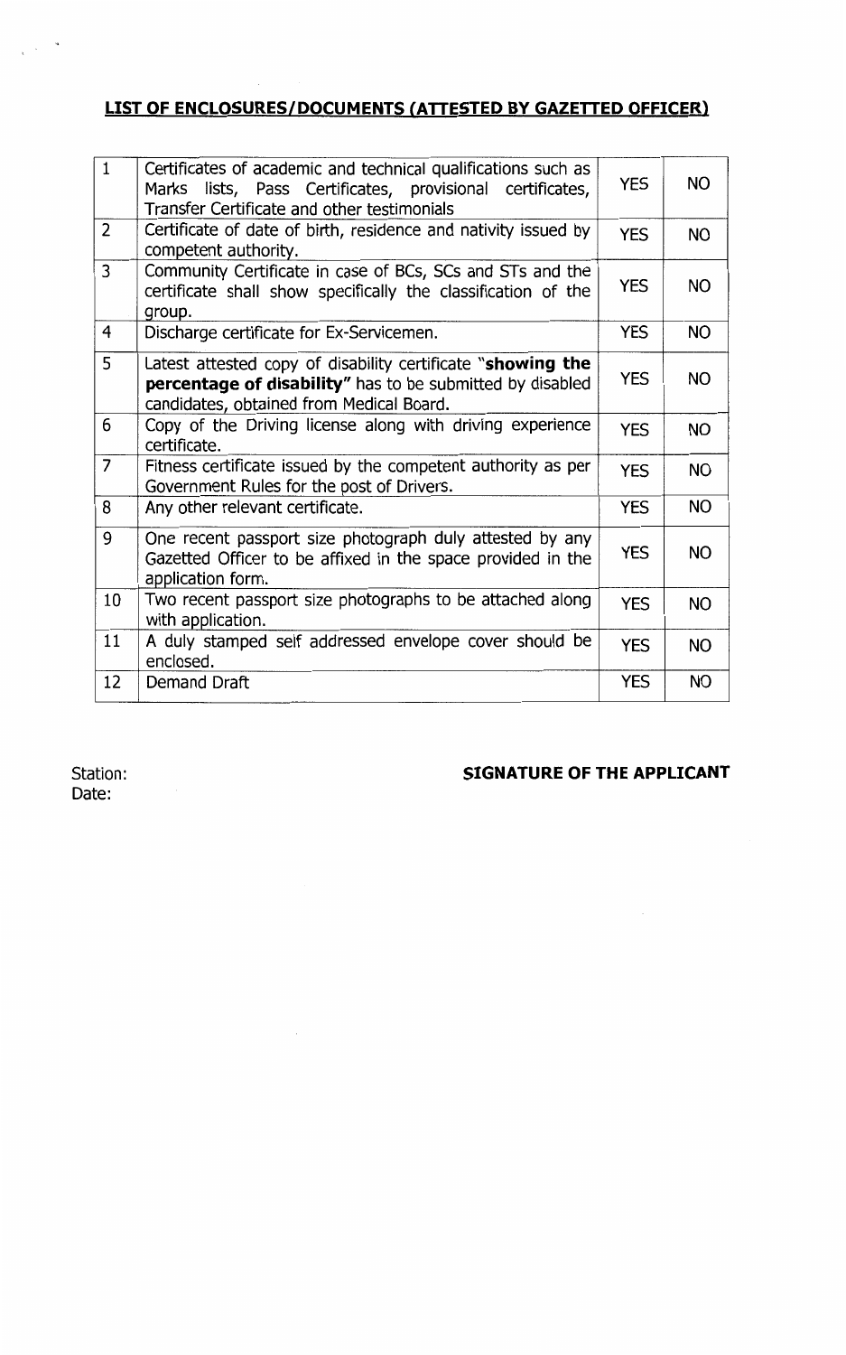**LIST OF ENCLOSURES/DOCUMENTS (ATTESTED BY GAZETTED OFFICER)**

| | | | |
|---|---|---|---|
| 1 | Certificates of academic and technical qualifications such as Marks lists, Pass Certificates, provisional certificates, Transfer Certificate and other testimonials | YES | NO |
| 2 | Certificate of date of birth, residence and nativity issued by competent authority. | YES | NO |
| 3 | Community Certificate in case of BCs, SCs and STs and the certificate shall show specifically the classification of the group. | YES | NO |
| 4 | Discharge certificate for Ex-Servicemen. | YES | NO |
| 5 | Latest attested copy of disability certificate "**showing the percentage of disability**" has to be submitted by disabled candidates, obtained from Medical Board. | YES | NO |
| 6 | Copy of the Driving license along with driving experience certificate. | YES | NO |
| 7 | Fitness certificate issued by the competent authority as per Government Rules for the post of Drivers. | YES | NO |
| 8 | Any other relevant certificate. | YES | NO |
| 9 | One recent passport size photograph duly attested by any Gazetted Officer to be affixed in the space provided in the application form. | YES | NO |
| 10 | Two recent passport size photographs to be attached along with application. | YES | NO |
| 11 | A duly stamped self addressed envelope cover should be enclosed. | YES | NO |
| 12 | Demand Draft | YES | NO |

Station:

Date:

**SIGNATURE OF THE APPLICANT**